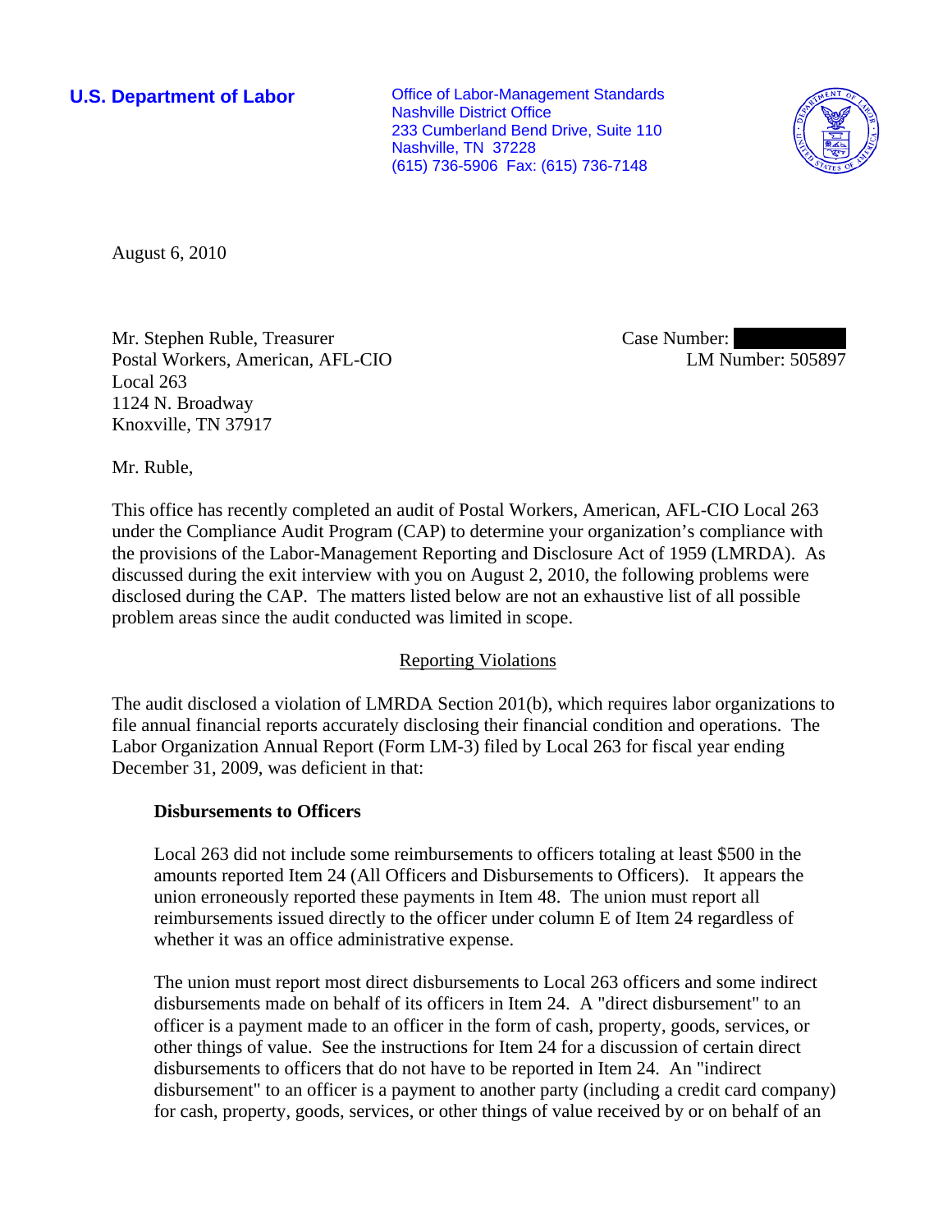**U.S. Department of Labor**

Office of Labor-Management Standards
Nashville District Office
233 Cumberland Bend Drive, Suite 110
Nashville, TN 37228
(615) 736-5906 Fax: (615) 736-7148

August 6, 2010

Mr. Stephen Ruble, Treasurer
Postal Workers, American, AFL-CIO
Local 263
1124 N. Broadway
Knoxville, TN 37917

Case Number:
LM Number: 505897

Mr. Ruble,

This office has recently completed an audit of Postal Workers, American, AFL-CIO Local 263 under the Compliance Audit Program (CAP) to determine your organization's compliance with the provisions of the Labor-Management Reporting and Disclosure Act of 1959 (LMRDA). As discussed during the exit interview with you on August 2, 2010, the following problems were disclosed during the CAP. The matters listed below are not an exhaustive list of all possible problem areas since the audit conducted was limited in scope.

## Reporting Violations

The audit disclosed a violation of LMRDA Section 201(b), which requires labor organizations to file annual financial reports accurately disclosing their financial condition and operations. The Labor Organization Annual Report (Form LM-3) filed by Local 263 for fiscal year ending December 31, 2009, was deficient in that:

**Disbursements to Officers**

Local 263 did not include some reimbursements to officers totaling at least $500 in the amounts reported Item 24 (All Officers and Disbursements to Officers). It appears the union erroneously reported these payments in Item 48. The union must report all reimbursements issued directly to the officer under column E of Item 24 regardless of whether it was an office administrative expense.

The union must report most direct disbursements to Local 263 officers and some indirect disbursements made on behalf of its officers in Item 24. A "direct disbursement" to an officer is a payment made to an officer in the form of cash, property, goods, services, or other things of value. See the instructions for Item 24 for a discussion of certain direct disbursements to officers that do not have to be reported in Item 24. An "indirect disbursement" to an officer is a payment to another party (including a credit card company) for cash, property, goods, services, or other things of value received by or on behalf of an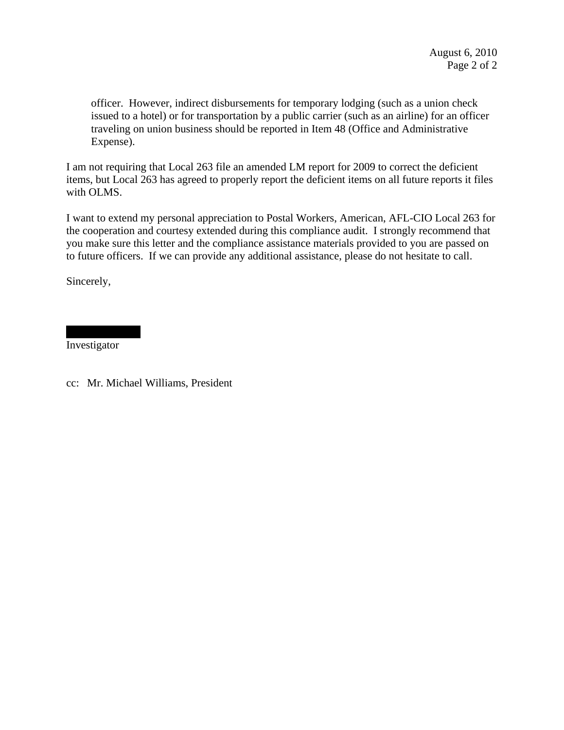officer. However, indirect disbursements for temporary lodging (such as a union check issued to a hotel) or for transportation by a public carrier (such as an airline) for an officer traveling on union business should be reported in Item 48 (Office and Administrative Expense).

I am not requiring that Local 263 file an amended LM report for 2009 to correct the deficient items, but Local 263 has agreed to properly report the deficient items on all future reports it files with OLMS.

I want to extend my personal appreciation to Postal Workers, American, AFL-CIO Local 263 for the cooperation and courtesy extended during this compliance audit. I strongly recommend that you make sure this letter and the compliance assistance materials provided to you are passed on to future officers. If we can provide any additional assistance, please do not hesitate to call.

Sincerely,

Investigator

cc: Mr. Michael Williams, President